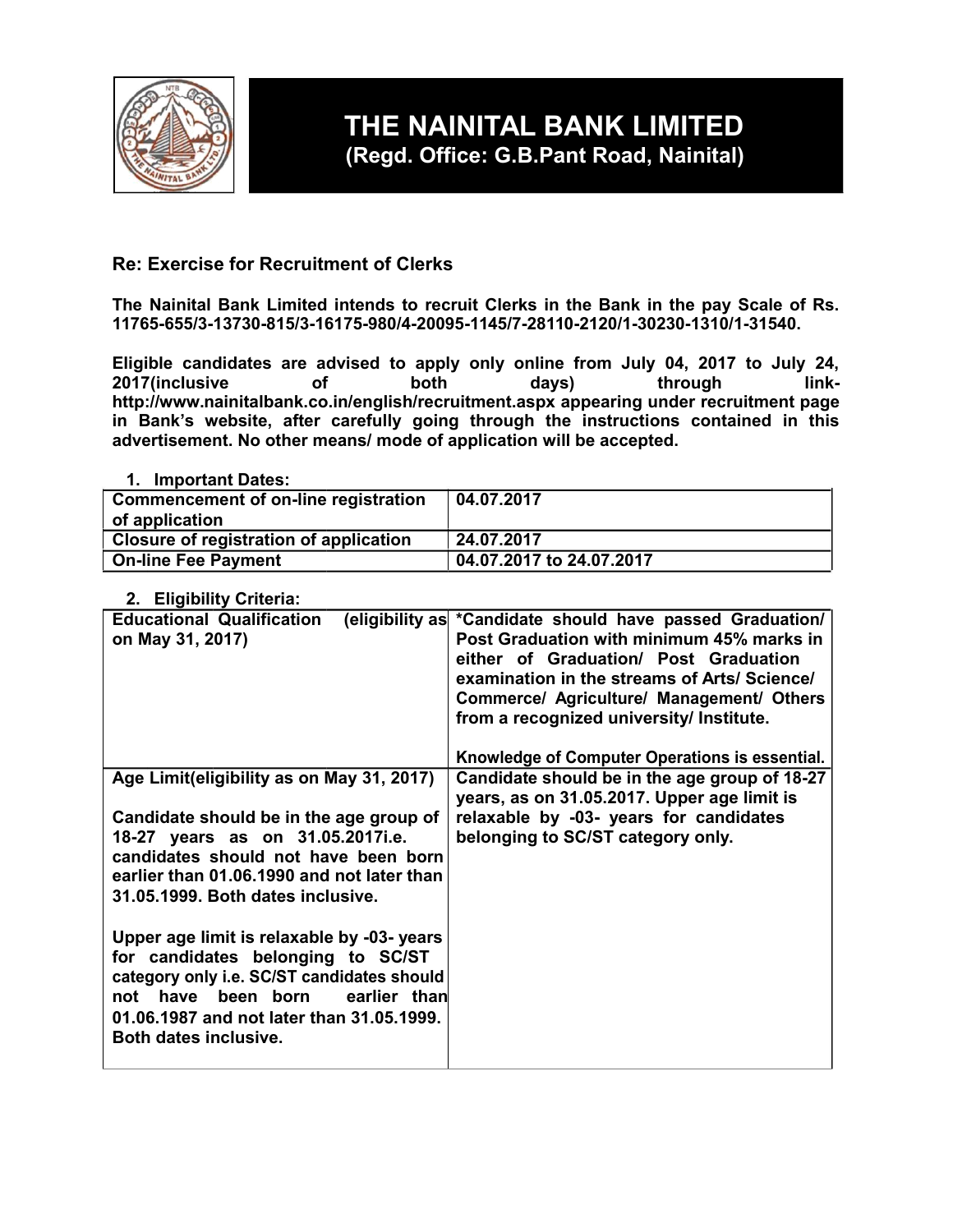# THE NAINITAL BANK LIMITED
## (Regd. Office: G.B.Pant Road, Nainital)

**Re: Exercise for Recruitment of Clerks**

**The Nainital Bank Limited intends to recruit Clerks in the Bank in the pay Scale of Rs. 11765-655/3-13730-815/3-16175-980/4-20095-1145/7-28110-2120/1-30230-1310/1-31540.**

**Eligible candidates are advised to apply only online from July 04, 2017 to July 24, 2017(inclusive of both days) through link- http://www.nainitalbank.co.in/english/recruitment.aspx appearing under recruitment page in Bank's website, after carefully going through the instructions contained in this advertisement. No other means/ mode of application will be accepted.**

**1. Important Dates:**

| | |
|---|---|
| **Commencement of on-line registration of application** | **04.07.2017** |
| **Closure of registration of application** | **24.07.2017** |
| **On-line Fee Payment** | **04.07.2017 to 24.07.2017** |

**2. Eligibility Criteria:**

| | |
|---|---|
| **Educational Qualification (eligibility as on May 31, 2017)** | **\*Candidate should have passed Graduation/ Post Graduation with minimum 45% marks in either of Graduation/ Post Graduation examination in the streams of Arts/ Science/ Commerce/ Agriculture/ Management/ Others from a recognized university/ Institute.**<br><br>**Knowledge of Computer Operations is essential.** |
| **Age Limit(eligibility as on May 31, 2017)**<br><br>**Candidate should be in the age group of 18-27 years as on 31.05.2017i.e. candidates should not have been born earlier than 01.06.1990 and not later than 31.05.1999. Both dates inclusive.**<br><br>**Upper age limit is relaxable by -03- years for candidates belonging to SC/ST category only i.e. SC/ST candidates should not have been born earlier than 01.06.1987 and not later than 31.05.1999. Both dates inclusive.** | **Candidate should be in the age group of 18-27 years, as on 31.05.2017. Upper age limit is relaxable by -03- years for candidates belonging to SC/ST category only.** |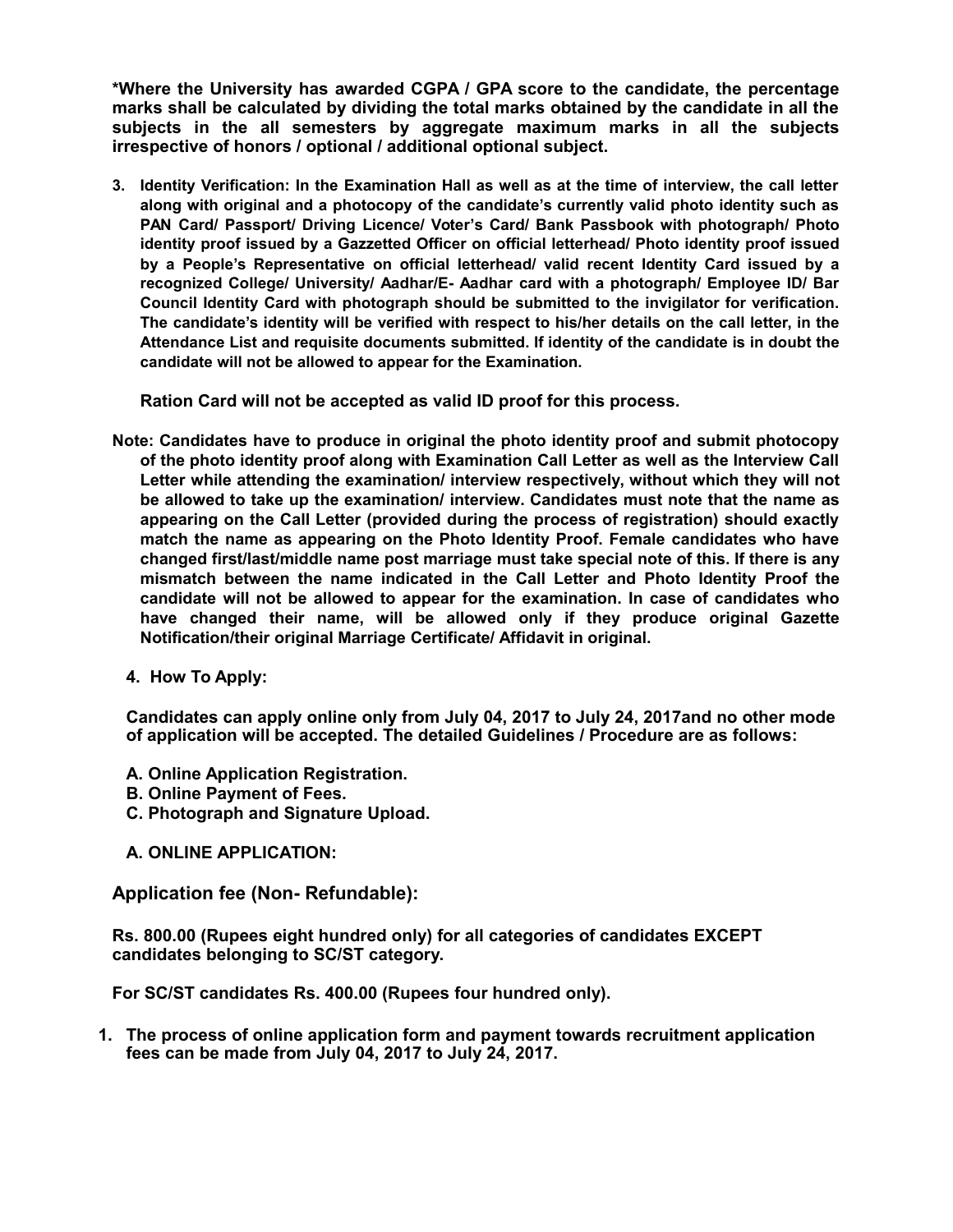**\*Where the University has awarded CGPA / GPA score to the candidate, the percentage marks shall be calculated by dividing the total marks obtained by the candidate in all the subjects in the all semesters by aggregate maximum marks in all the subjects irrespective of honors / optional / additional optional subject.**

3. **Identity Verification: In the Examination Hall as well as at the time of interview, the call letter along with original and a photocopy of the candidate's currently valid photo identity such as PAN Card/ Passport/ Driving Licence/ Voter's Card/ Bank Passbook with photograph/ Photo identity proof issued by a Gazzetted Officer on official letterhead/ Photo identity proof issued by a People's Representative on official letterhead/ valid recent Identity Card issued by a recognized College/ University/ Aadhar/E- Aadhar card with a photograph/ Employee ID/ Bar Council Identity Card with photograph should be submitted to the invigilator for verification. The candidate's identity will be verified with respect to his/her details on the call letter, in the Attendance List and requisite documents submitted. If identity of the candidate is in doubt the candidate will not be allowed to appear for the Examination.**

   **Ration Card will not be accepted as valid ID proof for this process.**

**Note: Candidates have to produce in original the photo identity proof and submit photocopy of the photo identity proof along with Examination Call Letter as well as the Interview Call Letter while attending the examination/ interview respectively, without which they will not be allowed to take up the examination/ interview. Candidates must note that the name as appearing on the Call Letter (provided during the process of registration) should exactly match the name as appearing on the Photo Identity Proof. Female candidates who have changed first/last/middle name post marriage must take special note of this. If there is any mismatch between the name indicated in the Call Letter and Photo Identity Proof the candidate will not be allowed to appear for the examination. In case of candidates who have changed their name, will be allowed only if they produce original Gazette Notification/their original Marriage Certificate/ Affidavit in original.**

4. **How To Apply:**

   **Candidates can apply online only from July 04, 2017 to July 24, 2017and no other mode of application will be accepted. The detailed Guidelines / Procedure are as follows:**

   **A. Online Application Registration.**
   **B. Online Payment of Fees.**
   **C. Photograph and Signature Upload.**

   **A. ONLINE APPLICATION:**

**Application fee (Non- Refundable):**

**Rs. 800.00 (Rupees eight hundred only) for all categories of candidates EXCEPT candidates belonging to SC/ST category.**

**For SC/ST candidates Rs. 400.00 (Rupees four hundred only).**

1. **The process of online application form and payment towards recruitment application fees can be made from July 04, 2017 to July 24, 2017.**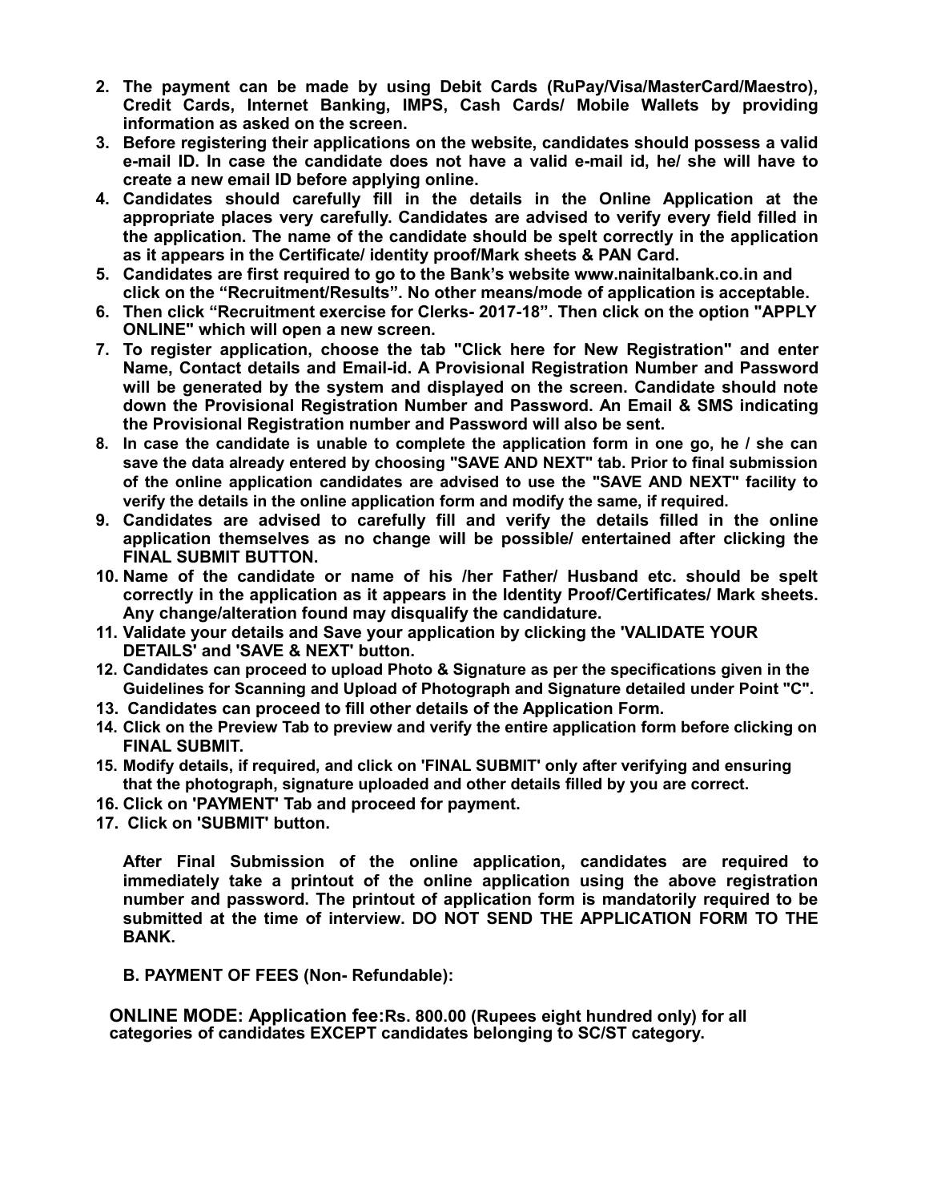2. **The payment can be made by using Debit Cards (RuPay/Visa/MasterCard/Maestro), Credit Cards, Internet Banking, IMPS, Cash Cards/ Mobile Wallets by providing information as asked on the screen.**
3. **Before registering their applications on the website, candidates should possess a valid e-mail ID. In case the candidate does not have a valid e-mail id, he/ she will have to create a new email ID before applying online.**
4. **Candidates should carefully fill in the details in the Online Application at the appropriate places very carefully. Candidates are advised to verify every field filled in the application. The name of the candidate should be spelt correctly in the application as it appears in the Certificate/ identity proof/Mark sheets & PAN Card.**
5. **Candidates are first required to go to the Bank's website www.nainitalbank.co.in and click on the "Recruitment/Results". No other means/mode of application is acceptable.**
6. **Then click "Recruitment exercise for Clerks- 2017-18". Then click on the option "APPLY ONLINE" which will open a new screen.**
7. **To register application, choose the tab "Click here for New Registration" and enter Name, Contact details and Email-id. A Provisional Registration Number and Password will be generated by the system and displayed on the screen. Candidate should note down the Provisional Registration Number and Password. An Email & SMS indicating the Provisional Registration number and Password will also be sent.**
8. **In case the candidate is unable to complete the application form in one go, he / she can save the data already entered by choosing "SAVE AND NEXT" tab. Prior to final submission of the online application candidates are advised to use the "SAVE AND NEXT" facility to verify the details in the online application form and modify the same, if required.**
9. **Candidates are advised to carefully fill and verify the details filled in the online application themselves as no change will be possible/ entertained after clicking the FINAL SUBMIT BUTTON.**
10. **Name of the candidate or name of his /her Father/ Husband etc. should be spelt correctly in the application as it appears in the Identity Proof/Certificates/ Mark sheets. Any change/alteration found may disqualify the candidature.**
11. **Validate your details and Save your application by clicking the 'VALIDATE YOUR DETAILS' and 'SAVE & NEXT' button.**
12. **Candidates can proceed to upload Photo & Signature as per the specifications given in the Guidelines for Scanning and Upload of Photograph and Signature detailed under Point "C".**
13. **Candidates can proceed to fill other details of the Application Form.**
14. **Click on the Preview Tab to preview and verify the entire application form before clicking on FINAL SUBMIT.**
15. **Modify details, if required, and click on 'FINAL SUBMIT' only after verifying and ensuring that the photograph, signature uploaded and other details filled by you are correct.**
16. **Click on 'PAYMENT' Tab and proceed for payment.**
17. **Click on 'SUBMIT' button.**

**After Final Submission of the online application, candidates are required to immediately take a printout of the online application using the above registration number and password. The printout of application form is mandatorily required to be submitted at the time of interview. DO NOT SEND THE APPLICATION FORM TO THE BANK.**

**B. PAYMENT OF FEES (Non- Refundable):**

**ONLINE MODE: Application fee:Rs. 800.00 (Rupees eight hundred only) for all categories of candidates EXCEPT candidates belonging to SC/ST category.**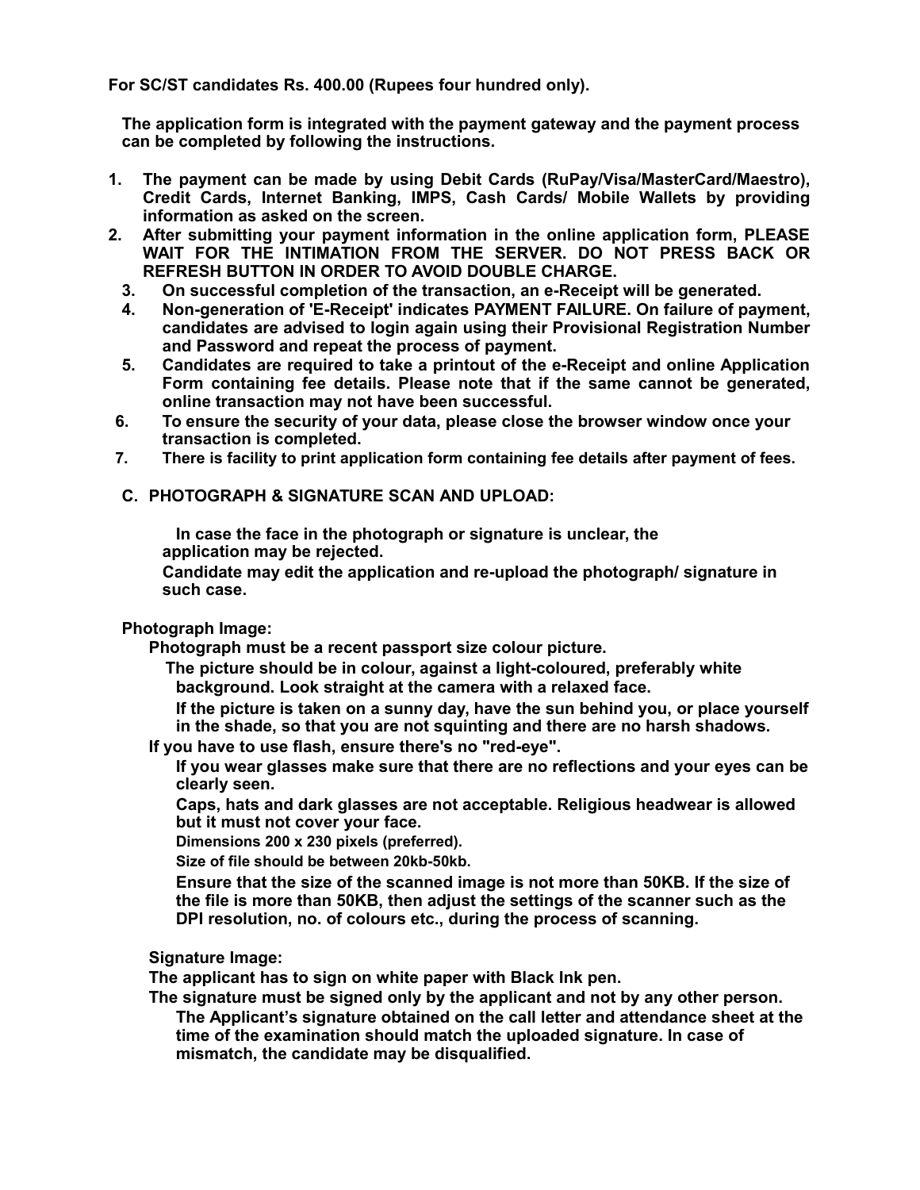**For SC/ST candidates Rs. 400.00 (Rupees four hundred only).**

**The application form is integrated with the payment gateway and the payment process can be completed by following the instructions.**

1. **The payment can be made by using Debit Cards (RuPay/Visa/MasterCard/Maestro), Credit Cards, Internet Banking, IMPS, Cash Cards/ Mobile Wallets by providing information as asked on the screen.**
2. **After submitting your payment information in the online application form, PLEASE WAIT FOR THE INTIMATION FROM THE SERVER. DO NOT PRESS BACK OR REFRESH BUTTON IN ORDER TO AVOID DOUBLE CHARGE.**
3. **On successful completion of the transaction, an e-Receipt will be generated.**
4. **Non-generation of 'E-Receipt' indicates PAYMENT FAILURE. On failure of payment, candidates are advised to login again using their Provisional Registration Number and Password and repeat the process of payment.**
5. **Candidates are required to take a printout of the e-Receipt and online Application Form containing fee details. Please note that if the same cannot be generated, online transaction may not have been successful.**
6. **To ensure the security of your data, please close the browser window once your transaction is completed.**
7. **There is facility to print application form containing fee details after payment of fees.**

## C. PHOTOGRAPH & SIGNATURE SCAN AND UPLOAD:

**In case the face in the photograph or signature is unclear, the application may be rejected.**

**Candidate may edit the application and re-upload the photograph/ signature in such case.**

**Photograph Image:**

**Photograph must be a recent passport size colour picture.**

**The picture should be in colour, against a light-coloured, preferably white background. Look straight at the camera with a relaxed face.**

**If the picture is taken on a sunny day, have the sun behind you, or place yourself in the shade, so that you are not squinting and there are no harsh shadows.**

**If you have to use flash, ensure there's no "red-eye".**

**If you wear glasses make sure that there are no reflections and your eyes can be clearly seen.**

**Caps, hats and dark glasses are not acceptable. Religious headwear is allowed but it must not cover your face.**

**Dimensions 200 x 230 pixels (preferred).**

**Size of file should be between 20kb-50kb.**

**Ensure that the size of the scanned image is not more than 50KB. If the size of the file is more than 50KB, then adjust the settings of the scanner such as the DPI resolution, no. of colours etc., during the process of scanning.**

**Signature Image:**

**The applicant has to sign on white paper with Black Ink pen.**

**The signature must be signed only by the applicant and not by any other person.**

**The Applicant's signature obtained on the call letter and attendance sheet at the time of the examination should match the uploaded signature. In case of mismatch, the candidate may be disqualified.**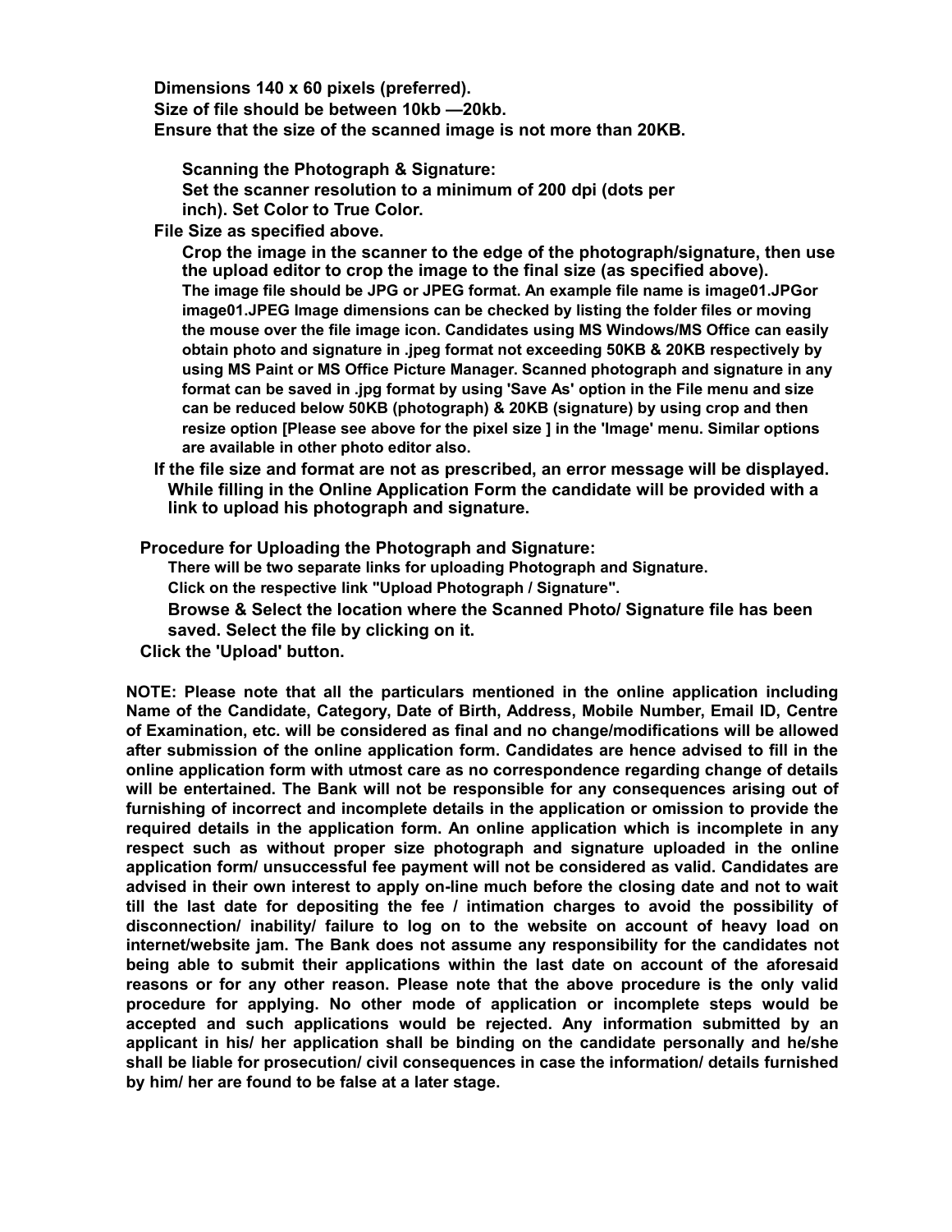**Dimensions 140 x 60 pixels (preferred).**
**Size of file should be between 10kb —20kb.**
**Ensure that the size of the scanned image is not more than 20KB.**

**Scanning the Photograph & Signature:**
**Set the scanner resolution to a minimum of 200 dpi (dots per inch). Set Color to True Color.**

**File Size as specified above.**

**Crop the image in the scanner to the edge of the photograph/signature, then use the upload editor to crop the image to the final size (as specified above).**
**The image file should be JPG or JPEG format. An example file name is image01.JPGor image01.JPEG Image dimensions can be checked by listing the folder files or moving the mouse over the file image icon. Candidates using MS Windows/MS Office can easily obtain photo and signature in .jpeg format not exceeding 50KB & 20KB respectively by using MS Paint or MS Office Picture Manager. Scanned photograph and signature in any format can be saved in .jpg format by using 'Save As' option in the File menu and size can be reduced below 50KB (photograph) & 20KB (signature) by using crop and then resize option [Please see above for the pixel size ] in the 'Image' menu. Similar options are available in other photo editor also.**

**If the file size and format are not as prescribed, an error message will be displayed. While filling in the Online Application Form the candidate will be provided with a link to upload his photograph and signature.**

**Procedure for Uploading the Photograph and Signature:**
**There will be two separate links for uploading Photograph and Signature.**
**Click on the respective link "Upload Photograph / Signature".**
**Browse & Select the location where the Scanned Photo/ Signature file has been saved. Select the file by clicking on it.**
**Click the 'Upload' button.**

**NOTE: Please note that all the particulars mentioned in the online application including Name of the Candidate, Category, Date of Birth, Address, Mobile Number, Email ID, Centre of Examination, etc. will be considered as final and no change/modifications will be allowed after submission of the online application form. Candidates are hence advised to fill in the online application form with utmost care as no correspondence regarding change of details will be entertained. The Bank will not be responsible for any consequences arising out of furnishing of incorrect and incomplete details in the application or omission to provide the required details in the application form. An online application which is incomplete in any respect such as without proper size photograph and signature uploaded in the online application form/ unsuccessful fee payment will not be considered as valid. Candidates are advised in their own interest to apply on-line much before the closing date and not to wait till the last date for depositing the fee / intimation charges to avoid the possibility of disconnection/ inability/ failure to log on to the website on account of heavy load on internet/website jam. The Bank does not assume any responsibility for the candidates not being able to submit their applications within the last date on account of the aforesaid reasons or for any other reason. Please note that the above procedure is the only valid procedure for applying. No other mode of application or incomplete steps would be accepted and such applications would be rejected. Any information submitted by an applicant in his/ her application shall be binding on the candidate personally and he/she shall be liable for prosecution/ civil consequences in case the information/ details furnished by him/ her are found to be false at a later stage.**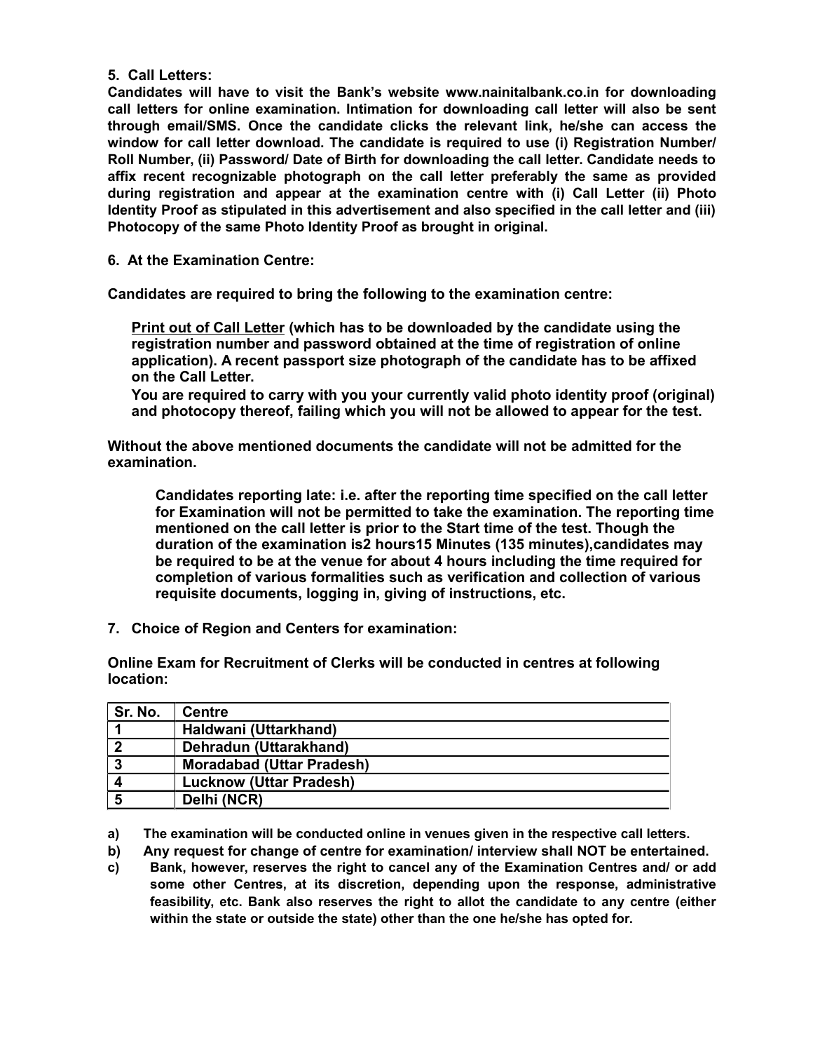**5. Call Letters:**

**Candidates will have to visit the Bank's website www.nainitalbank.co.in for downloading call letters for online examination. Intimation for downloading call letter will also be sent through email/SMS. Once the candidate clicks the relevant link, he/she can access the window for call letter download. The candidate is required to use (i) Registration Number/ Roll Number, (ii) Password/ Date of Birth for downloading the call letter. Candidate needs to affix recent recognizable photograph on the call letter preferably the same as provided during registration and appear at the examination centre with (i) Call Letter (ii) Photo Identity Proof as stipulated in this advertisement and also specified in the call letter and (iii) Photocopy of the same Photo Identity Proof as brought in original.**

**6. At the Examination Centre:**

**Candidates are required to bring the following to the examination centre:**

**<u>Print out of Call Letter</u> (which has to be downloaded by the candidate using the registration number and password obtained at the time of registration of online application). A recent passport size photograph of the candidate has to be affixed on the Call Letter.**

**You are required to carry with you your currently valid photo identity proof (original) and photocopy thereof, failing which you will not be allowed to appear for the test.**

**Without the above mentioned documents the candidate will not be admitted for the examination.**

**Candidates reporting late: i.e. after the reporting time specified on the call letter for Examination will not be permitted to take the examination. The reporting time mentioned on the call letter is prior to the Start time of the test. Though the duration of the examination is2 hours15 Minutes (135 minutes),candidates may be required to be at the venue for about 4 hours including the time required for completion of various formalities such as verification and collection of various requisite documents, logging in, giving of instructions, etc.**

**7. Choice of Region and Centers for examination:**

**Online Exam for Recruitment of Clerks will be conducted in centres at following location:**

| Sr. No. | Centre |
|---|---|
| 1 | Haldwani (Uttarkhand) |
| 2 | Dehradun (Uttarakhand) |
| 3 | Moradabad (Uttar Pradesh) |
| 4 | Lucknow (Uttar Pradesh) |
| 5 | Delhi (NCR) |

**a) The examination will be conducted online in venues given in the respective call letters.**

**b) Any request for change of centre for examination/ interview shall NOT be entertained.**

**c) Bank, however, reserves the right to cancel any of the Examination Centres and/ or add some other Centres, at its discretion, depending upon the response, administrative feasibility, etc. Bank also reserves the right to allot the candidate to any centre (either within the state or outside the state) other than the one he/she has opted for.**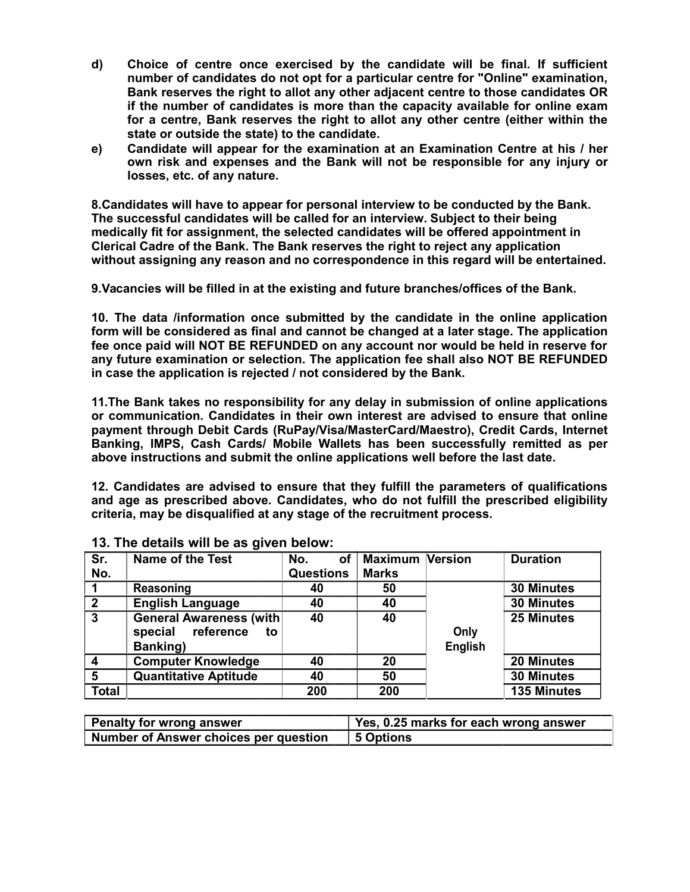**d) Choice of centre once exercised by the candidate will be final. If sufficient number of candidates do not opt for a particular centre for "Online" examination, Bank reserves the right to allot any other adjacent centre to those candidates OR if the number of candidates is more than the capacity available for online exam for a centre, Bank reserves the right to allot any other centre (either within the state or outside the state) to the candidate.**

**e) Candidate will appear for the examination at an Examination Centre at his / her own risk and expenses and the Bank will not be responsible for any injury or losses, etc. of any nature.**

**8.Candidates will have to appear for personal interview to be conducted by the Bank. The successful candidates will be called for an interview. Subject to their being medically fit for assignment, the selected candidates will be offered appointment in Clerical Cadre of the Bank. The Bank reserves the right to reject any application without assigning any reason and no correspondence in this regard will be entertained.**

**9.Vacancies will be filled in at the existing and future branches/offices of the Bank.**

**10. The data /information once submitted by the candidate in the online application form will be considered as final and cannot be changed at a later stage. The application fee once paid will NOT BE REFUNDED on any account nor would be held in reserve for any future examination or selection. The application fee shall also NOT BE REFUNDED in case the application is rejected / not considered by the Bank.**

**11.The Bank takes no responsibility for any delay in submission of online applications or communication. Candidates in their own interest are advised to ensure that online payment through Debit Cards (RuPay/Visa/MasterCard/Maestro), Credit Cards, Internet Banking, IMPS, Cash Cards/ Mobile Wallets has been successfully remitted as per above instructions and submit the online applications well before the last date.**

**12. Candidates are advised to ensure that they fulfill the parameters of qualifications and age as prescribed above. Candidates, who do not fulfill the prescribed eligibility criteria, may be disqualified at any stage of the recruitment process.**

**13. The details will be as given below:**

| Sr. No. | Name of the Test | No. of Questions | Maximum Marks | Version | Duration |
|---|---|---|---|---|---|
| 1 | Reasoning | 40 | 50 | Only English | 30 Minutes |
| 2 | English Language | 40 | 40 | | 30 Minutes |
| 3 | General Awareness (with special reference to Banking) | 40 | 40 | | 25 Minutes |
| 4 | Computer Knowledge | 40 | 20 | | 20 Minutes |
| 5 | Quantitative Aptitude | 40 | 50 | | 30 Minutes |
| Total | | 200 | 200 | | 135 Minutes |

| Penalty for wrong answer | Yes, 0.25 marks for each wrong answer |
|---|---|
| Number of Answer choices per question | 5 Options |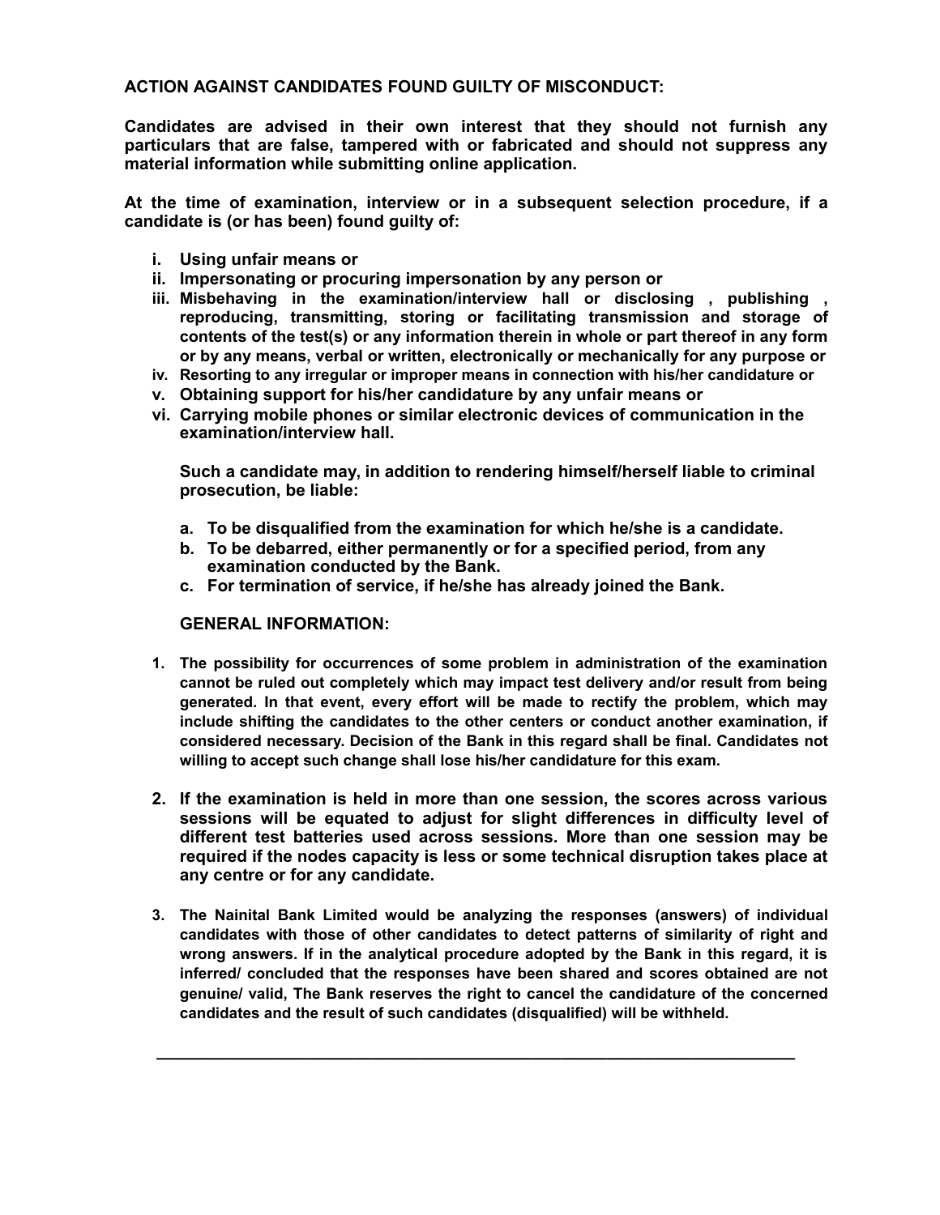**ACTION AGAINST CANDIDATES FOUND GUILTY OF MISCONDUCT:**

**Candidates are advised in their own interest that they should not furnish any particulars that are false, tampered with or fabricated and should not suppress any material information while submitting online application.**

**At the time of examination, interview or in a subsequent selection procedure, if a candidate is (or has been) found guilty of:**

- i. **Using unfair means or**
- ii. **Impersonating or procuring impersonation by any person or**
- iii. **Misbehaving in the examination/interview hall or disclosing , publishing , reproducing, transmitting, storing or facilitating transmission and storage of contents of the test(s) or any information therein in whole or part thereof in any form or by any means, verbal or written, electronically or mechanically for any purpose or**
- iv. **Resorting to any irregular or improper means in connection with his/her candidature or**
- v. **Obtaining support for his/her candidature by any unfair means or**
- vi. **Carrying mobile phones or similar electronic devices of communication in the examination/interview hall.**

**Such a candidate may, in addition to rendering himself/herself liable to criminal prosecution, be liable:**

- a. **To be disqualified from the examination for which he/she is a candidate.**
- b. **To be debarred, either permanently or for a specified period, from any examination conducted by the Bank.**
- c. **For termination of service, if he/she has already joined the Bank.**

**GENERAL INFORMATION:**

1. **The possibility for occurrences of some problem in administration of the examination cannot be ruled out completely which may impact test delivery and/or result from being generated. In that event, every effort will be made to rectify the problem, which may include shifting the candidates to the other centers or conduct another examination, if considered necessary. Decision of the Bank in this regard shall be final. Candidates not willing to accept such change shall lose his/her candidature for this exam.**

2. **If the examination is held in more than one session, the scores across various sessions will be equated to adjust for slight differences in difficulty level of different test batteries used across sessions. More than one session may be required if the nodes capacity is less or some technical disruption takes place at any centre or for any candidate.**

3. **The Nainital Bank Limited would be analyzing the responses (answers) of individual candidates with those of other candidates to detect patterns of similarity of right and wrong answers. If in the analytical procedure adopted by the Bank in this regard, it is inferred/ concluded that the responses have been shared and scores obtained are not genuine/ valid, The Bank reserves the right to cancel the candidature of the concerned candidates and the result of such candidates (disqualified) will be withheld.**

---